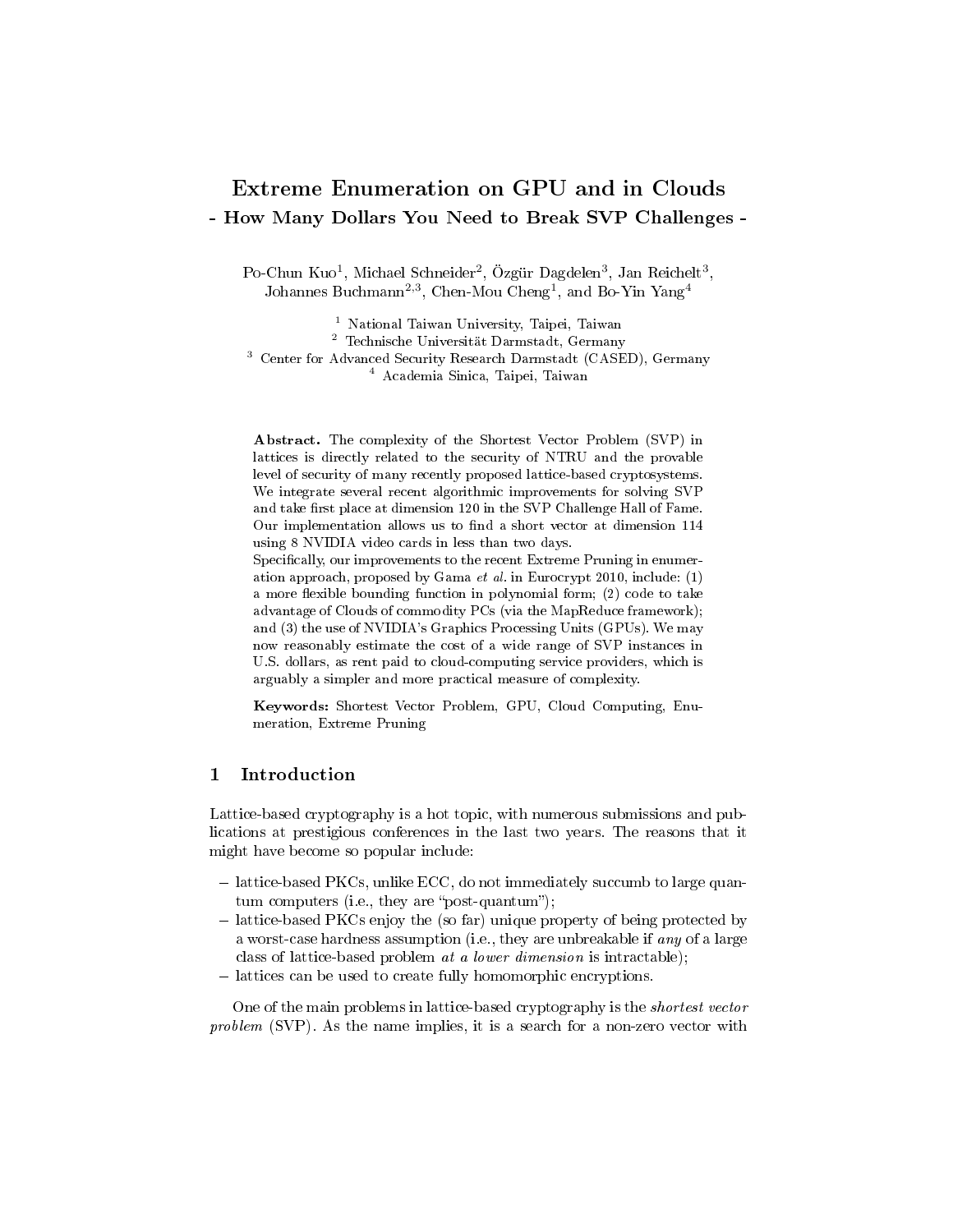# Extreme Enumeration on GPU and in Clouds

## - How Many Dollars You Need to Break SVP Challenges -

Po-Chun Kuo[1], Michael Schneider[2], Özgür Dagdelen[3], Jan Reichelt[3], Johannes Buchmann[2,3], Chen-Mou Cheng[1], and Bo-Yin Yang[4]

[1] National Taiwan University, Taipei, Taiwan
[2] Technische Universität Darmstadt, Germany
[3] Center for Advanced Security Research Darmstadt (CASED), Germany
[4] Academia Sinica, Taipei, Taiwan

**Abstract.** The complexity of the Shortest Vector Problem (SVP) in lattices is directly related to the security of NTRU and the provable level of security of many recently proposed lattice-based cryptosystems. We integrate several recent algorithmic improvements for solving SVP and take first place at dimension 120 in the SVP Challenge Hall of Fame. Our implementation allows us to find a short vector at dimension 114 using 8 NVIDIA video cards in less than two days.
Specifically, our improvements to the recent Extreme Pruning in enumeration approach, proposed by Gama *et al.* in Eurocrypt 2010, include: (1) a more flexible bounding function in polynomial form; (2) code to take advantage of Clouds of commodity PCs (via the MapReduce framework); and (3) the use of NVIDIA's Graphics Processing Units (GPUs). We may now reasonably estimate the cost of a wide range of SVP instances in U.S. dollars, as rent paid to cloud-computing service providers, which is arguably a simpler and more practical measure of complexity.

**Keywords:** Shortest Vector Problem, GPU, Cloud Computing, Enumeration, Extreme Pruning

## 1 Introduction

Lattice-based cryptography is a hot topic, with numerous submissions and publications at prestigious conferences in the last two years. The reasons that it might have become so popular include:

- lattice-based PKCs, unlike ECC, do not immediately succumb to large quantum computers (i.e., they are "post-quantum");
- lattice-based PKCs enjoy the (so far) unique property of being protected by a worst-case hardness assumption (i.e., they are unbreakable if *any* of a large class of lattice-based problem *at a lower dimension* is intractable);
- lattices can be used to create fully homomorphic encryptions.

One of the main problems in lattice-based cryptography is the *shortest vector problem* (SVP). As the name implies, it is a search for a non-zero vector with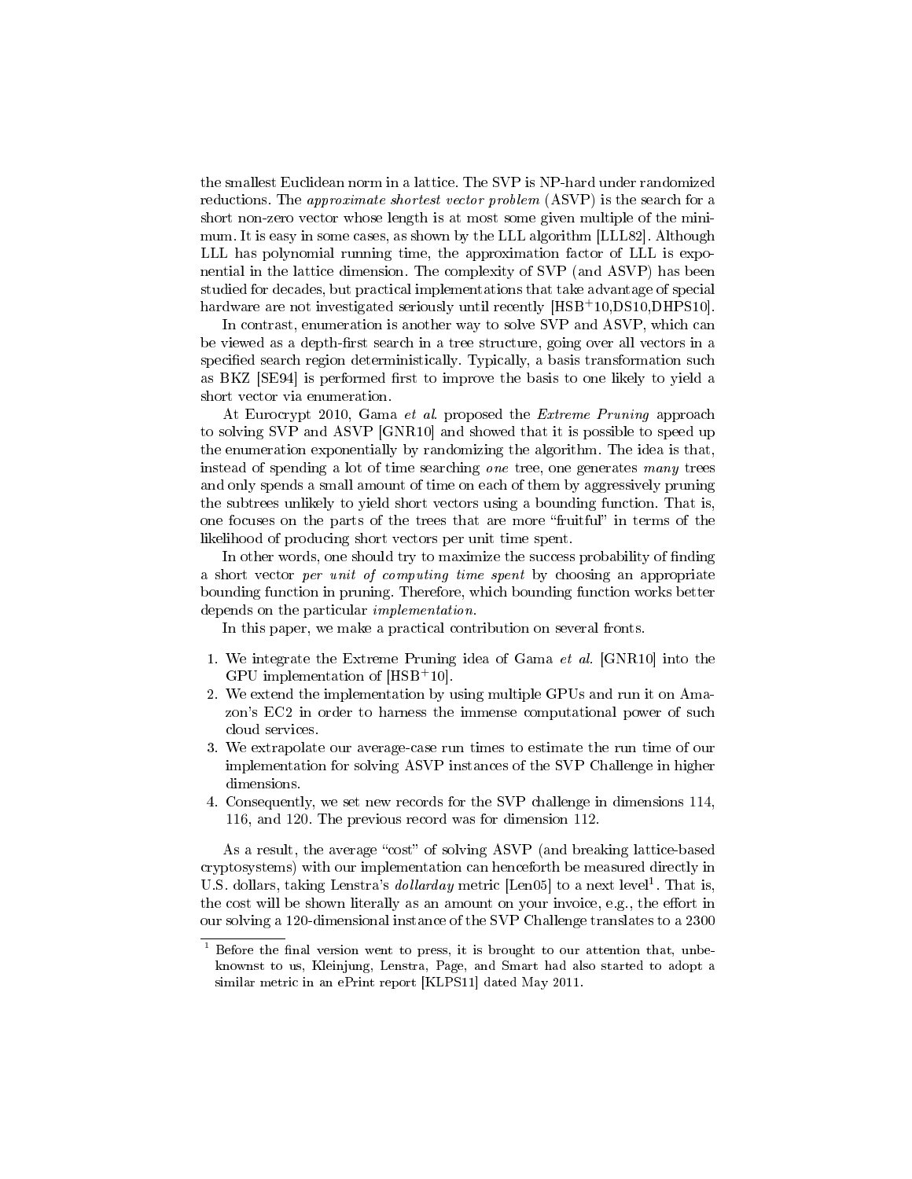the smallest Euclidean norm in a lattice. The SVP is NP-hard under randomized reductions. The *approximate shortest vector problem* (ASVP) is the search for a short non-zero vector whose length is at most some given multiple of the minimum. It is easy in some cases, as shown by the LLL algorithm [LLL82]. Although LLL has polynomial running time, the approximation factor of LLL is exponential in the lattice dimension. The complexity of SVP (and ASVP) has been studied for decades, but practical implementations that take advantage of special hardware are not investigated seriously until recently [HSB+10,DS10,DHPS10].

In contrast, enumeration is another way to solve SVP and ASVP, which can be viewed as a depth-first search in a tree structure, going over all vectors in a specified search region deterministically. Typically, a basis transformation such as BKZ [SE94] is performed first to improve the basis to one likely to yield a short vector via enumeration.

At Eurocrypt 2010, Gama *et al.* proposed the *Extreme Pruning* approach to solving SVP and ASVP [GNR10] and showed that it is possible to speed up the enumeration exponentially by randomizing the algorithm. The idea is that, instead of spending a lot of time searching *one* tree, one generates *many* trees and only spends a small amount of time on each of them by aggressively pruning the subtrees unlikely to yield short vectors using a bounding function. That is, one focuses on the parts of the trees that are more "fruitful" in terms of the likelihood of producing short vectors per unit time spent.

In other words, one should try to maximize the success probability of finding a short vector *per unit of computing time spent* by choosing an appropriate bounding function in pruning. Therefore, which bounding function works better depends on the particular *implementation*.

In this paper, we make a practical contribution on several fronts.

1. We integrate the Extreme Pruning idea of Gama *et al.* [GNR10] into the GPU implementation of [HSB+10].
2. We extend the implementation by using multiple GPUs and run it on Amazon's EC2 in order to harness the immense computational power of such cloud services.
3. We extrapolate our average-case run times to estimate the run time of our implementation for solving ASVP instances of the SVP Challenge in higher dimensions.
4. Consequently, we set new records for the SVP challenge in dimensions 114, 116, and 120. The previous record was for dimension 112.

As a result, the average "cost" of solving ASVP (and breaking lattice-based cryptosystems) with our implementation can henceforth be measured directly in U.S. dollars, taking Lenstra's *dollarday* metric [Len05] to a next level[1]. That is, the cost will be shown literally as an amount on your invoice, e.g., the effort in our solving a 120-dimensional instance of the SVP Challenge translates to a 2300

[1] Before the final version went to press, it is brought to our attention that, unbeknownst to us, Kleinjung, Lenstra, Page, and Smart had also started to adopt a similar metric in an ePrint report [KLPS11] dated May 2011.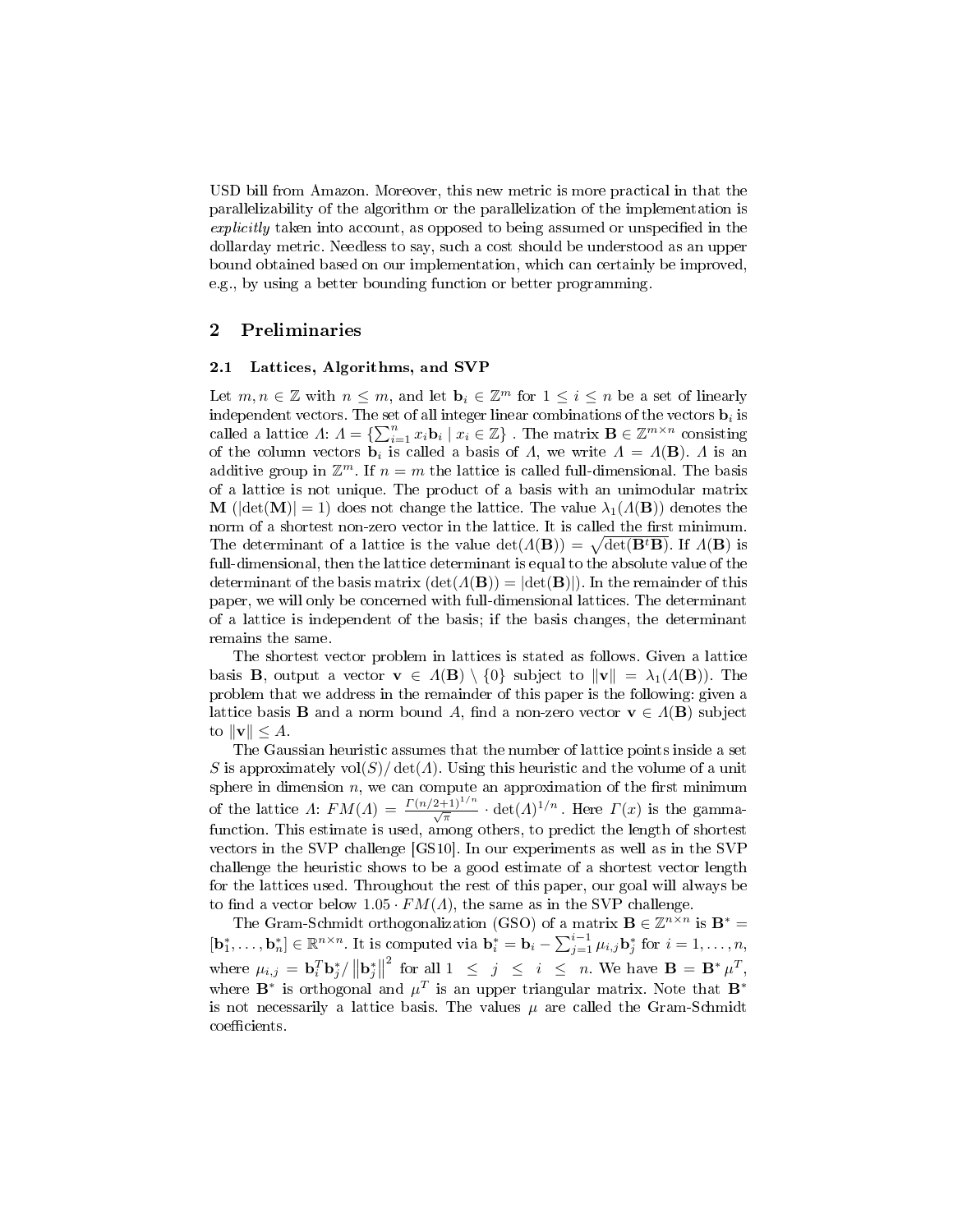USD bill from Amazon. Moreover, this new metric is more practical in that the parallelizability of the algorithm or the parallelization of the implementation is *explicitly* taken into account, as opposed to being assumed or unspecified in the dollarday metric. Needless to say, such a cost should be understood as an upper bound obtained based on our implementation, which can certainly be improved, e.g., by using a better bounding function or better programming.

## 2 Preliminaries

### 2.1 Lattices, Algorithms, and SVP

Let $m, n \in \mathbb{Z}$ with $n \leq m$, and let $\mathbf{b}_i \in \mathbb{Z}^m$ for $1 \leq i \leq n$ be a set of linearly independent vectors. The set of all integer linear combinations of the vectors $\mathbf{b}_i$ is called a lattice $\Lambda$: $\Lambda = \left\{\sum_{i=1}^{n} x_i \mathbf{b}_i \mid x_i \in \mathbb{Z}\right\}$ . The matrix $\mathbf{B} \in \mathbb{Z}^{m \times n}$ consisting of the column vectors $\mathbf{b}_i$ is called a basis of $\Lambda$, we write $\Lambda = \Lambda(\mathbf{B})$. $\Lambda$ is an additive group in $\mathbb{Z}^m$. If $n = m$ the lattice is called full-dimensional. The basis of a lattice is not unique. The product of a basis with an unimodular matrix $\mathbf{M}$ ($|\det(\mathbf{M})| = 1$) does not change the lattice. The value $\lambda_1(\Lambda(\mathbf{B}))$ denotes the norm of a shortest non-zero vector in the lattice. It is called the first minimum. The determinant of a lattice is the value $\det(\Lambda(\mathbf{B})) = \sqrt{\det(\mathbf{B}^t\mathbf{B})}$. If $\Lambda(\mathbf{B})$ is full-dimensional, then the lattice determinant is equal to the absolute value of the determinant of the basis matrix ($\det(\Lambda(\mathbf{B})) = |\det(\mathbf{B})|$). In the remainder of this paper, we will only be concerned with full-dimensional lattices. The determinant of a lattice is independent of the basis; if the basis changes, the determinant remains the same.

The shortest vector problem in lattices is stated as follows. Given a lattice basis $\mathbf{B}$, output a vector $\mathbf{v} \in \Lambda(\mathbf{B}) \setminus \{0\}$ subject to $\|\mathbf{v}\| = \lambda_1(\Lambda(\mathbf{B}))$. The problem that we address in the remainder of this paper is the following: given a lattice basis $\mathbf{B}$ and a norm bound $A$, find a non-zero vector $\mathbf{v} \in \Lambda(\mathbf{B})$ subject to $\|\mathbf{v}\| \leq A$.

The Gaussian heuristic assumes that the number of lattice points inside a set $S$ is approximately $\mathrm{vol}(S)/\det(\Lambda)$. Using this heuristic and the volume of a unit sphere in dimension $n$, we can compute an approximation of the first minimum of the lattice $\Lambda$: $FM(\Lambda) = \frac{\Gamma(n/2+1)^{1/n}}{\sqrt{\pi}} \cdot \det(\Lambda)^{1/n}$ . Here $\Gamma(x)$ is the gamma-function. This estimate is used, among others, to predict the length of shortest vectors in the SVP challenge [GS10]. In our experiments as well as in the SVP challenge the heuristic shows to be a good estimate of a shortest vector length for the lattices used. Throughout the rest of this paper, our goal will always be to find a vector below $1.05 \cdot FM(\Lambda)$, the same as in the SVP challenge.

The Gram-Schmidt orthogonalization (GSO) of a matrix $\mathbf{B} \in \mathbb{Z}^{n \times n}$ is $\mathbf{B}^* = [\mathbf{b}_1^*, \ldots, \mathbf{b}_n^*] \in \mathbb{R}^{n \times n}$. It is computed via $\mathbf{b}_i^* = \mathbf{b}_i - \sum_{j=1}^{i-1} \mu_{i,j} \mathbf{b}_j^*$ for $i = 1, \ldots, n$, where $\mu_{i,j} = \mathbf{b}_i^T \mathbf{b}_j^* / \left\|\mathbf{b}_j^*\right\|^2$ for all $1 \leq j \leq i \leq n$. We have $\mathbf{B} = \mathbf{B}^* \mu^T$, where $\mathbf{B}^*$ is orthogonal and $\mu^T$ is an upper triangular matrix. Note that $\mathbf{B}^*$ is not necessarily a lattice basis. The values $\mu$ are called the Gram-Schmidt coefficients.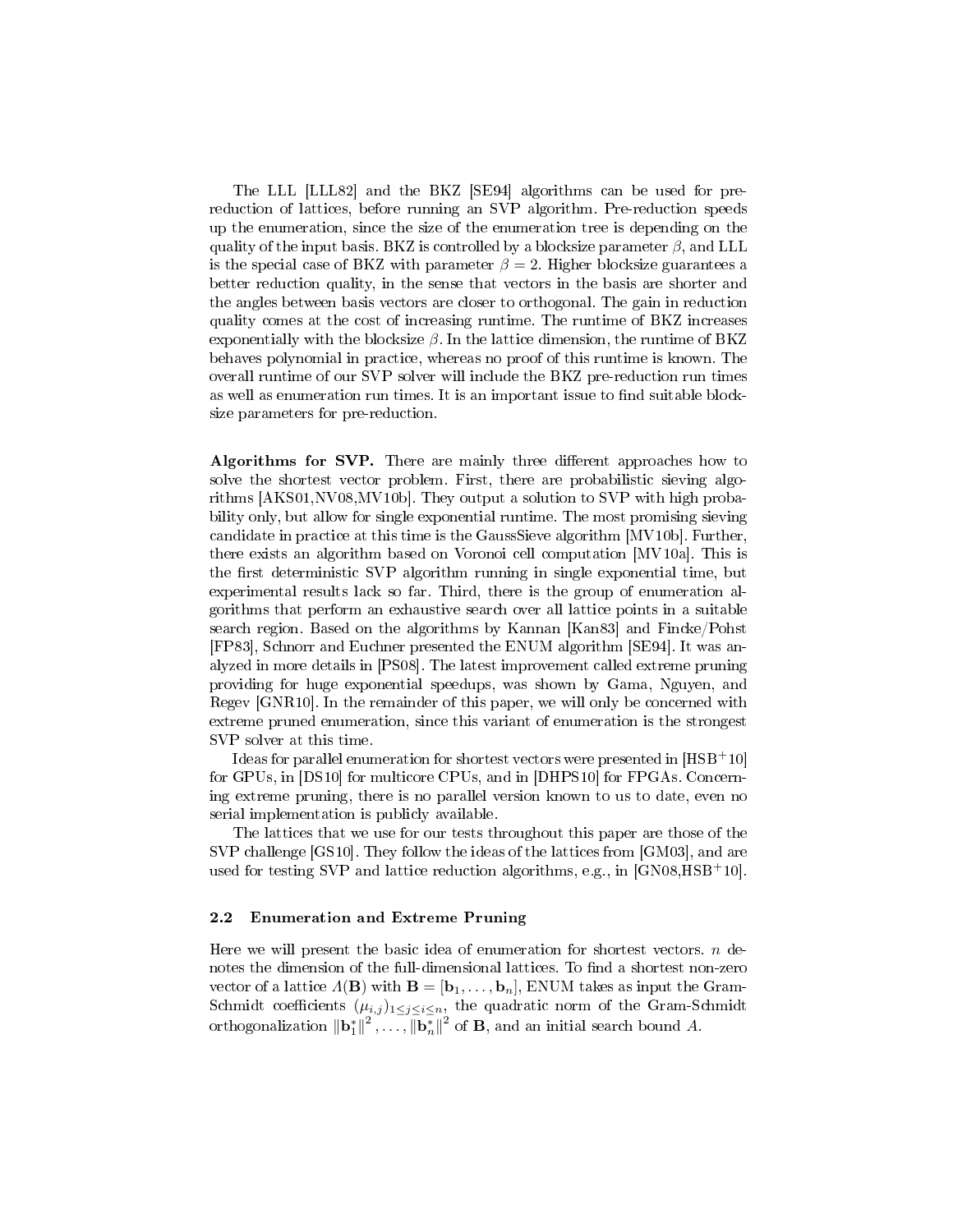The LLL [LLL82] and the BKZ [SE94] algorithms can be used for pre-reduction of lattices, before running an SVP algorithm. Pre-reduction speeds up the enumeration, since the size of the enumeration tree is depending on the quality of the input basis. BKZ is controlled by a blocksize parameter $\beta$, and LLL is the special case of BKZ with parameter $\beta = 2$. Higher blocksize guarantees a better reduction quality, in the sense that vectors in the basis are shorter and the angles between basis vectors are closer to orthogonal. The gain in reduction quality comes at the cost of increasing runtime. The runtime of BKZ increases exponentially with the blocksize $\beta$. In the lattice dimension, the runtime of BKZ behaves polynomial in practice, whereas no proof of this runtime is known. The overall runtime of our SVP solver will include the BKZ pre-reduction run times as well as enumeration run times. It is an important issue to find suitable blocksize parameters for pre-reduction.

**Algorithms for SVP.** There are mainly three different approaches how to solve the shortest vector problem. First, there are probabilistic sieving algorithms [AKS01,NV08,MV10b]. They output a solution to SVP with high probability only, but allow for single exponential runtime. The most promising sieving candidate in practice at this time is the GaussSieve algorithm [MV10b]. Further, there exists an algorithm based on Voronoi cell computation [MV10a]. This is the first deterministic SVP algorithm running in single exponential time, but experimental results lack so far. Third, there is the group of enumeration algorithms that perform an exhaustive search over all lattice points in a suitable search region. Based on the algorithms by Kannan [Kan83] and Fincke/Pohst [FP83], Schnorr and Euchner presented the ENUM algorithm [SE94]. It was analyzed in more details in [PS08]. The latest improvement called extreme pruning providing for huge exponential speedups, was shown by Gama, Nguyen, and Regev [GNR10]. In the remainder of this paper, we will only be concerned with extreme pruned enumeration, since this variant of enumeration is the strongest SVP solver at this time.

Ideas for parallel enumeration for shortest vectors were presented in [HSB+10] for GPUs, in [DS10] for multicore CPUs, and in [DHPS10] for FPGAs. Concerning extreme pruning, there is no parallel version known to us to date, even no serial implementation is publicly available.

The lattices that we use for our tests throughout this paper are those of the SVP challenge [GS10]. They follow the ideas of the lattices from [GM03], and are used for testing SVP and lattice reduction algorithms, e.g., in [GN08,HSB+10].

### 2.2 Enumeration and Extreme Pruning

Here we will present the basic idea of enumeration for shortest vectors. $n$ denotes the dimension of the full-dimensional lattices. To find a shortest non-zero vector of a lattice $\Lambda(\mathbf{B})$ with $\mathbf{B} = [\mathbf{b}_1, \ldots, \mathbf{b}_n]$, ENUM takes as input the Gram-Schmidt coefficients $(\mu_{i,j})_{1 \leq j \leq i \leq n}$, the quadratic norm of the Gram-Schmidt orthogonalization $\|\mathbf{b}_1^*\|^2, \ldots, \|\mathbf{b}_n^*\|^2$ of $\mathbf{B}$, and an initial search bound $A$.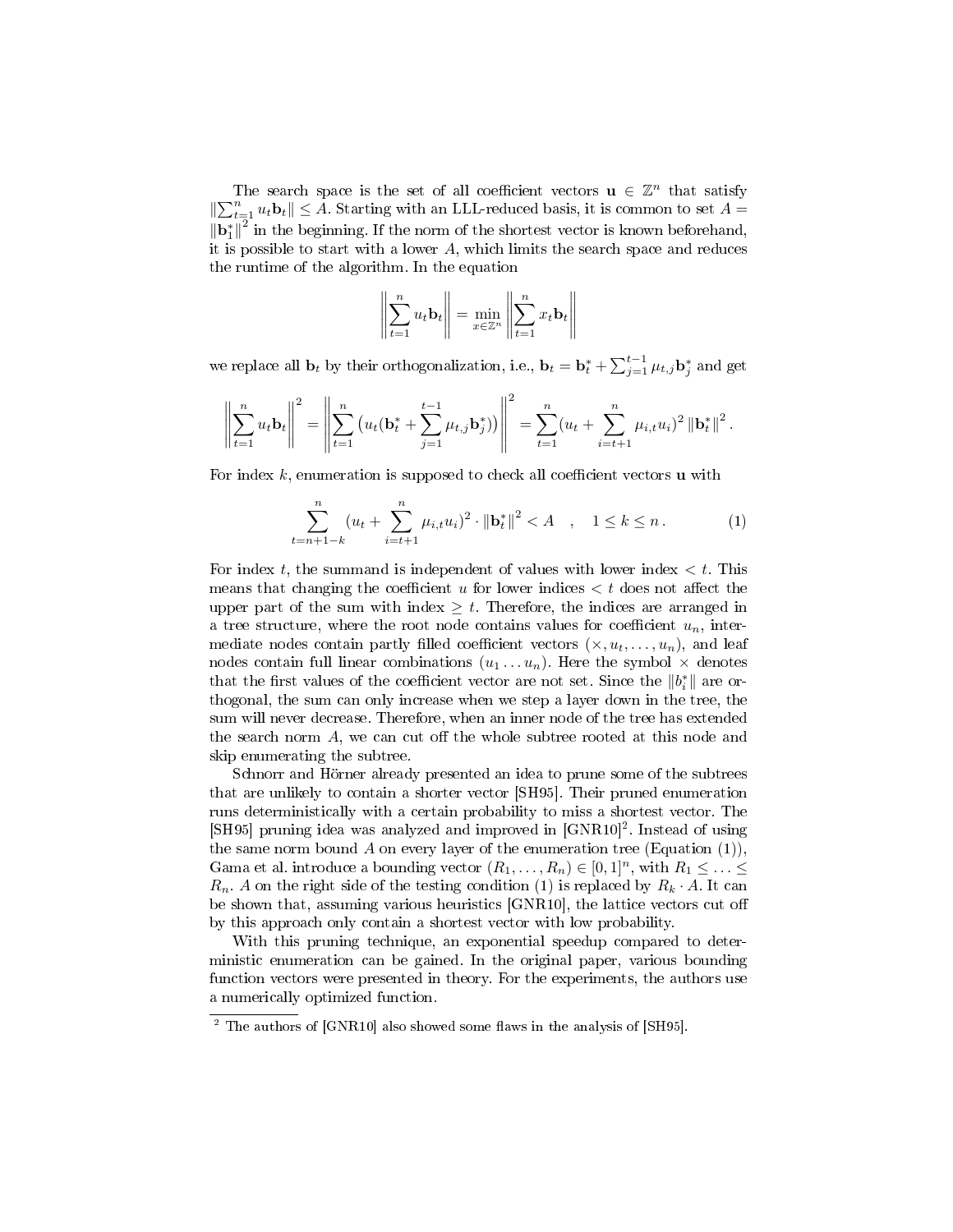The search space is the set of all coefficient vectors $\mathbf{u} \in \mathbb{Z}^n$ that satisfy $\|\sum_{t=1}^{n} u_t \mathbf{b}_t\| \leq A$. Starting with an LLL-reduced basis, it is common to set $A = \|\mathbf{b}_1^*\|^2$ in the beginning. If the norm of the shortest vector is known beforehand, it is possible to start with a lower $A$, which limits the search space and reduces the runtime of the algorithm. In the equation

$$\left\| \sum_{t=1}^{n} u_t \mathbf{b}_t \right\| = \min_{x \in \mathbb{Z}^n} \left\| \sum_{t=1}^{n} x_t \mathbf{b}_t \right\|$$

we replace all $\mathbf{b}_t$ by their orthogonalization, i.e., $\mathbf{b}_t = \mathbf{b}_t^* + \sum_{j=1}^{t-1} \mu_{t,j} \mathbf{b}_j^*$ and get

$$\left\| \sum_{t=1}^{n} u_t \mathbf{b}_t \right\|^2 = \left\| \sum_{t=1}^{n} \left( u_t (\mathbf{b}_t^* + \sum_{j=1}^{t-1} \mu_{t,j} \mathbf{b}_j^*) \right) \right\|^2 = \sum_{t=1}^{n} (u_t + \sum_{i=t+1}^{n} \mu_{i,t} u_i)^2 \left\| \mathbf{b}_t^* \right\|^2 .$$

For index $k$, enumeration is supposed to check all coefficient vectors $\mathbf{u}$ with

$$\sum_{t=n+1-k}^{n} (u_t + \sum_{i=t+1}^{n} \mu_{i,t} u_i)^2 \cdot \left\| \mathbf{b}_t^* \right\|^2 < A \quad , \quad 1 \leq k \leq n . \tag{1}$$

For index $t$, the summand is independent of values with lower index $< t$. This means that changing the coefficient $u$ for lower indices $< t$ does not affect the upper part of the sum with index $\geq t$. Therefore, the indices are arranged in a tree structure, where the root node contains values for coefficient $u_n$, intermediate nodes contain partly filled coefficient vectors $(\times, u_t, \ldots, u_n)$, and leaf nodes contain full linear combinations $(u_1 \ldots u_n)$. Here the symbol $\times$ denotes that the first values of the coefficient vector are not set. Since the $\|b_i^*\|$ are orthogonal, the sum can only increase when we step a layer down in the tree, the sum will never decrease. Therefore, when an inner node of the tree has extended the search norm $A$, we can cut off the whole subtree rooted at this node and skip enumerating the subtree.

Schnorr and Hörner already presented an idea to prune some of the subtrees that are unlikely to contain a shorter vector [SH95]. Their pruned enumeration runs deterministically with a certain probability to miss a shortest vector. The [SH95] pruning idea was analyzed and improved in [GNR10][2]. Instead of using the same norm bound $A$ on every layer of the enumeration tree (Equation (1)), Gama et al. introduce a bounding vector $(R_1, \ldots, R_n) \in [0,1]^n$, with $R_1 \leq \ldots \leq R_n$. $A$ on the right side of the testing condition (1) is replaced by $R_k \cdot A$. It can be shown that, assuming various heuristics [GNR10], the lattice vectors cut off by this approach only contain a shortest vector with low probability.

With this pruning technique, an exponential speedup compared to deterministic enumeration can be gained. In the original paper, various bounding function vectors were presented in theory. For the experiments, the authors use a numerically optimized function.

[2] The authors of [GNR10] also showed some flaws in the analysis of [SH95].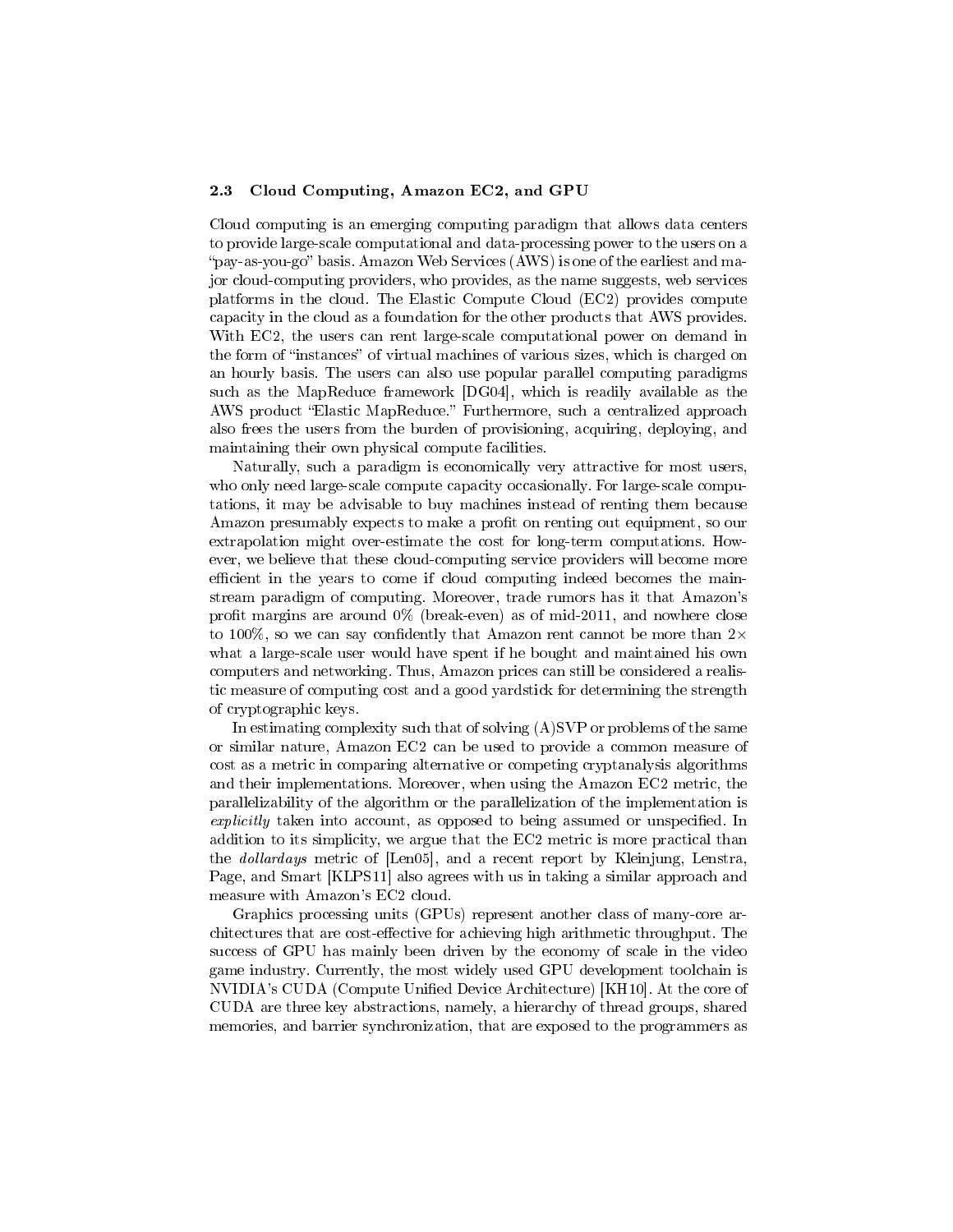### 2.3 Cloud Computing, Amazon EC2, and GPU

Cloud computing is an emerging computing paradigm that allows data centers to provide large-scale computational and data-processing power to the users on a "pay-as-you-go" basis. Amazon Web Services (AWS) is one of the earliest and major cloud-computing providers, who provides, as the name suggests, web services platforms in the cloud. The Elastic Compute Cloud (EC2) provides compute capacity in the cloud as a foundation for the other products that AWS provides. With EC2, the users can rent large-scale computational power on demand in the form of "instances" of virtual machines of various sizes, which is charged on an hourly basis. The users can also use popular parallel computing paradigms such as the MapReduce framework [DG04], which is readily available as the AWS product "Elastic MapReduce." Furthermore, such a centralized approach also frees the users from the burden of provisioning, acquiring, deploying, and maintaining their own physical compute facilities.

Naturally, such a paradigm is economically very attractive for most users, who only need large-scale compute capacity occasionally. For large-scale computations, it may be advisable to buy machines instead of renting them because Amazon presumably expects to make a profit on renting out equipment, so our extrapolation might over-estimate the cost for long-term computations. However, we believe that these cloud-computing service providers will become more efficient in the years to come if cloud computing indeed becomes the mainstream paradigm of computing. Moreover, trade rumors has it that Amazon's profit margins are around 0% (break-even) as of mid-2011, and nowhere close to 100%, so we can say confidently that Amazon rent cannot be more than $2\times$ what a large-scale user would have spent if he bought and maintained his own computers and networking. Thus, Amazon prices can still be considered a realistic measure of computing cost and a good yardstick for determining the strength of cryptographic keys.

In estimating complexity such that of solving (A)SVP or problems of the same or similar nature, Amazon EC2 can be used to provide a common measure of cost as a metric in comparing alternative or competing cryptanalysis algorithms and their implementations. Moreover, when using the Amazon EC2 metric, the parallelizability of the algorithm or the parallelization of the implementation is *explicitly* taken into account, as opposed to being assumed or unspecified. In addition to its simplicity, we argue that the EC2 metric is more practical than the *dollardays* metric of [Len05], and a recent report by Kleinjung, Lenstra, Page, and Smart [KLPS11] also agrees with us in taking a similar approach and measure with Amazon's EC2 cloud.

Graphics processing units (GPUs) represent another class of many-core architectures that are cost-effective for achieving high arithmetic throughput. The success of GPU has mainly been driven by the economy of scale in the video game industry. Currently, the most widely used GPU development toolchain is NVIDIA's CUDA (Compute Unified Device Architecture) [KH10]. At the core of CUDA are three key abstractions, namely, a hierarchy of thread groups, shared memories, and barrier synchronization, that are exposed to the programmers as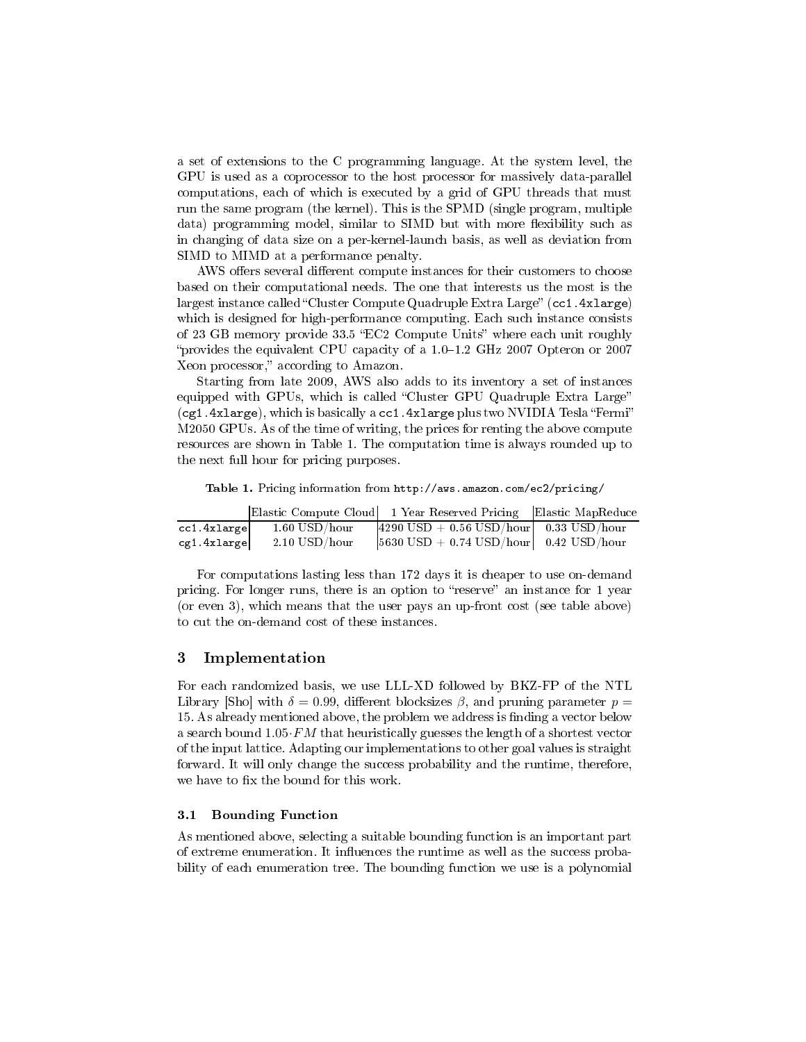a set of extensions to the C programming language. At the system level, the GPU is used as a coprocessor to the host processor for massively data-parallel computations, each of which is executed by a grid of GPU threads that must run the same program (the kernel). This is the SPMD (single program, multiple data) programming model, similar to SIMD but with more flexibility such as in changing of data size on a per-kernel-launch basis, as well as deviation from SIMD to MIMD at a performance penalty.

AWS offers several different compute instances for their customers to choose based on their computational needs. The one that interests us the most is the largest instance called "Cluster Compute Quadruple Extra Large" (`cc1.4xlarge`) which is designed for high-performance computing. Each such instance consists of 23 GB memory provide 33.5 "EC2 Compute Units" where each unit roughly "provides the equivalent CPU capacity of a 1.0–1.2 GHz 2007 Opteron or 2007 Xeon processor," according to Amazon.

Starting from late 2009, AWS also adds to its inventory a set of instances equipped with GPUs, which is called "Cluster GPU Quadruple Extra Large" (`cg1.4xlarge`), which is basically a `cc1.4xlarge` plus two NVIDIA Tesla "Fermi" M2050 GPUs. As of the time of writing, the prices for renting the above compute resources are shown in Table 1. The computation time is always rounded up to the next full hour for pricing purposes.

**Table 1.** Pricing information from `http://aws.amazon.com/ec2/pricing/`

| | Elastic Compute Cloud | 1 Year Reserved Pricing | Elastic MapReduce |
|---|---|---|---|
| `cc1.4xlarge` | 1.60 USD/hour | 4290 USD + 0.56 USD/hour | 0.33 USD/hour |
| `cg1.4xlarge` | 2.10 USD/hour | 5630 USD + 0.74 USD/hour | 0.42 USD/hour |

For computations lasting less than 172 days it is cheaper to use on-demand pricing. For longer runs, there is an option to "reserve" an instance for 1 year (or even 3), which means that the user pays an up-front cost (see table above) to cut the on-demand cost of these instances.

## 3 Implementation

For each randomized basis, we use LLL-XD followed by BKZ-FP of the NTL Library [Sho] with $\delta = 0.99$, different blocksizes $\beta$, and pruning parameter $p = 15$. As already mentioned above, the problem we address is finding a vector below a search bound $1.05 \cdot FM$ that heuristically guesses the length of a shortest vector of the input lattice. Adapting our implementations to other goal values is straight forward. It will only change the success probability and the runtime, therefore, we have to fix the bound for this work.

### 3.1 Bounding Function

As mentioned above, selecting a suitable bounding function is an important part of extreme enumeration. It influences the runtime as well as the success probability of each enumeration tree. The bounding function we use is a polynomial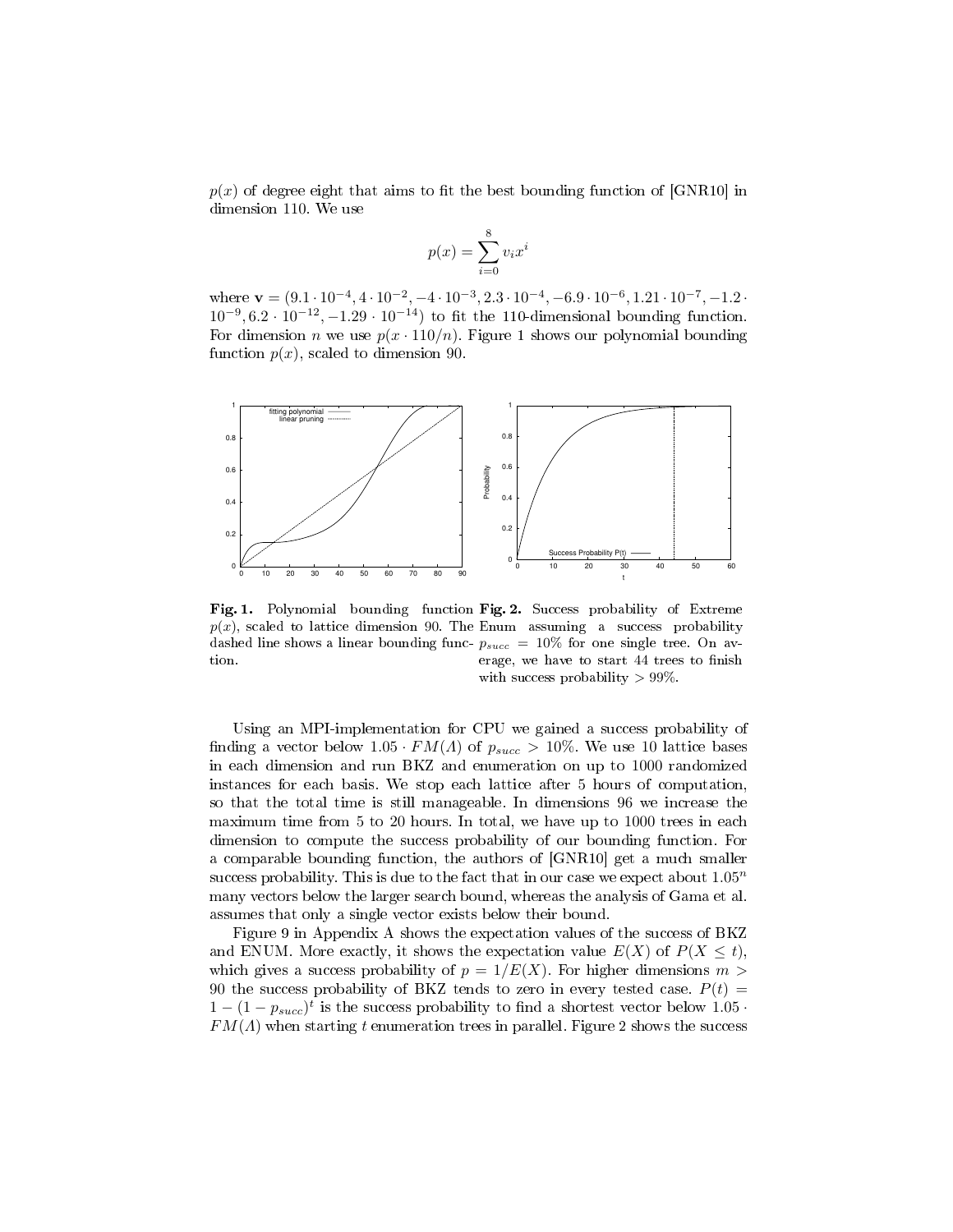$p(x)$ of degree eight that aims to fit the best bounding function of [GNR10] in dimension 110. We use

$$p(x) = \sum_{i=0}^{8} v_i x^i$$

where $\mathbf{v} = (9.1 \cdot 10^{-4}, 4 \cdot 10^{-2}, -4 \cdot 10^{-3}, 2.3 \cdot 10^{-4}, -6.9 \cdot 10^{-6}, 1.21 \cdot 10^{-7}, -1.2 \cdot 10^{-9}, 6.2 \cdot 10^{-12}, -1.29 \cdot 10^{-14})$ to fit the 110-dimensional bounding function. For dimension $n$ we use $p(x \cdot 110/n)$. Figure 1 shows our polynomial bounding function $p(x)$, scaled to dimension 90.

**Fig. 1.** Polynomial bounding function $p(x)$, scaled to lattice dimension 90. The dashed line shows a linear bounding function.

**Fig. 2.** Success probability of Extreme Enum assuming a success probability $p_{succ} = 10\%$ for one single tree. On average, we have to start 44 trees to finish with success probability $> 99\%$.

Using an MPI-implementation for CPU we gained a success probability of finding a vector below $1.05 \cdot FM(\Lambda)$ of $p_{succ} > 10\%$. We use 10 lattice bases in each dimension and run BKZ and enumeration on up to 1000 randomized instances for each basis. We stop each lattice after 5 hours of computation, so that the total time is still manageable. In dimensions 96 we increase the maximum time from 5 to 20 hours. In total, we have up to 1000 trees in each dimension to compute the success probability of our bounding function. For a comparable bounding function, the authors of [GNR10] get a much smaller success probability. This is due to the fact that in our case we expect about $1.05^n$ many vectors below the larger search bound, whereas the analysis of Gama et al. assumes that only a single vector exists below their bound.

Figure 9 in Appendix A shows the expectation values of the success of BKZ and ENUM. More exactly, it shows the expectation value $E(X)$ of $P(X \leq t)$, which gives a success probability of $p = 1/E(X)$. For higher dimensions $m > 90$ the success probability of BKZ tends to zero in every tested case. $P(t) = 1 - (1 - p_{succ})^t$ is the success probability to find a shortest vector below $1.05 \cdot FM(\Lambda)$ when starting $t$ enumeration trees in parallel. Figure 2 shows the success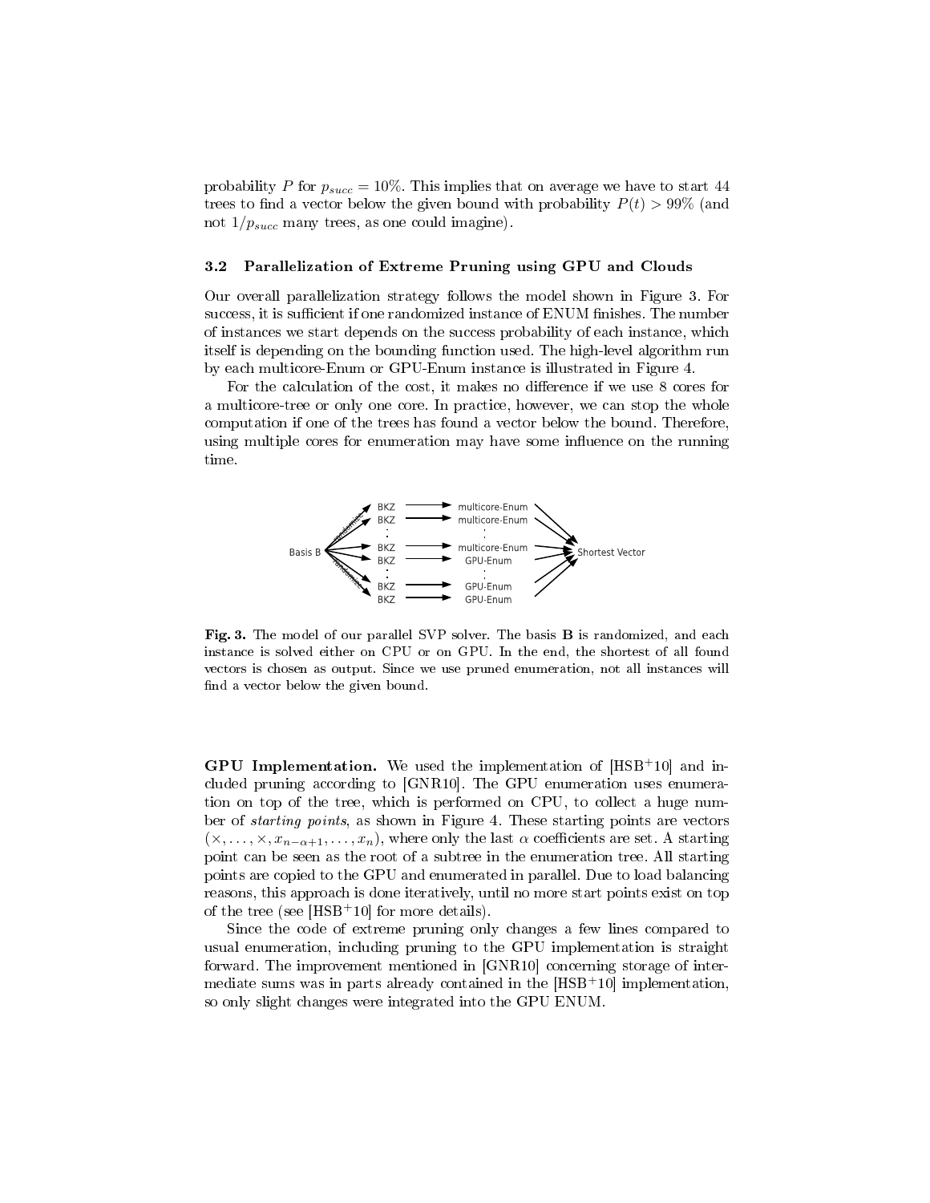probability $P$ for $p_{succ} = 10\%$. This implies that on average we have to start 44 trees to find a vector below the given bound with probability $P(t) > 99\%$ (and not $1/p_{succ}$ many trees, as one could imagine).

### 3.2 Parallelization of Extreme Pruning using GPU and Clouds

Our overall parallelization strategy follows the model shown in Figure 3. For success, it is sufficient if one randomized instance of ENUM finishes. The number of instances we start depends on the success probability of each instance, which itself is depending on the bounding function used. The high-level algorithm run by each multicore-Enum or GPU-Enum instance is illustrated in Figure 4.

For the calculation of the cost, it makes no difference if we use 8 cores for a multicore-tree or only one core. In practice, however, we can stop the whole computation if one of the trees has found a vector below the bound. Therefore, using multiple cores for enumeration may have some influence on the running time.

**Fig. 3.** The model of our parallel SVP solver. The basis **B** is randomized, and each instance is solved either on CPU or on GPU. In the end, the shortest of all found vectors is chosen as output. Since we use pruned enumeration, not all instances will find a vector below the given bound.

**GPU Implementation.** We used the implementation of [HSB+10] and included pruning according to [GNR10]. The GPU enumeration uses enumeration on top of the tree, which is performed on CPU, to collect a huge number of *starting points*, as shown in Figure 4. These starting points are vectors $(\times, \ldots, \times, x_{n-\alpha+1}, \ldots, x_n)$, where only the last $\alpha$ coefficients are set. A starting point can be seen as the root of a subtree in the enumeration tree. All starting points are copied to the GPU and enumerated in parallel. Due to load balancing reasons, this approach is done iteratively, until no more start points exist on top of the tree (see [HSB+10] for more details).

Since the code of extreme pruning only changes a few lines compared to usual enumeration, including pruning to the GPU implementation is straight forward. The improvement mentioned in [GNR10] concerning storage of intermediate sums was in parts already contained in the [HSB+10] implementation, so only slight changes were integrated into the GPU ENUM.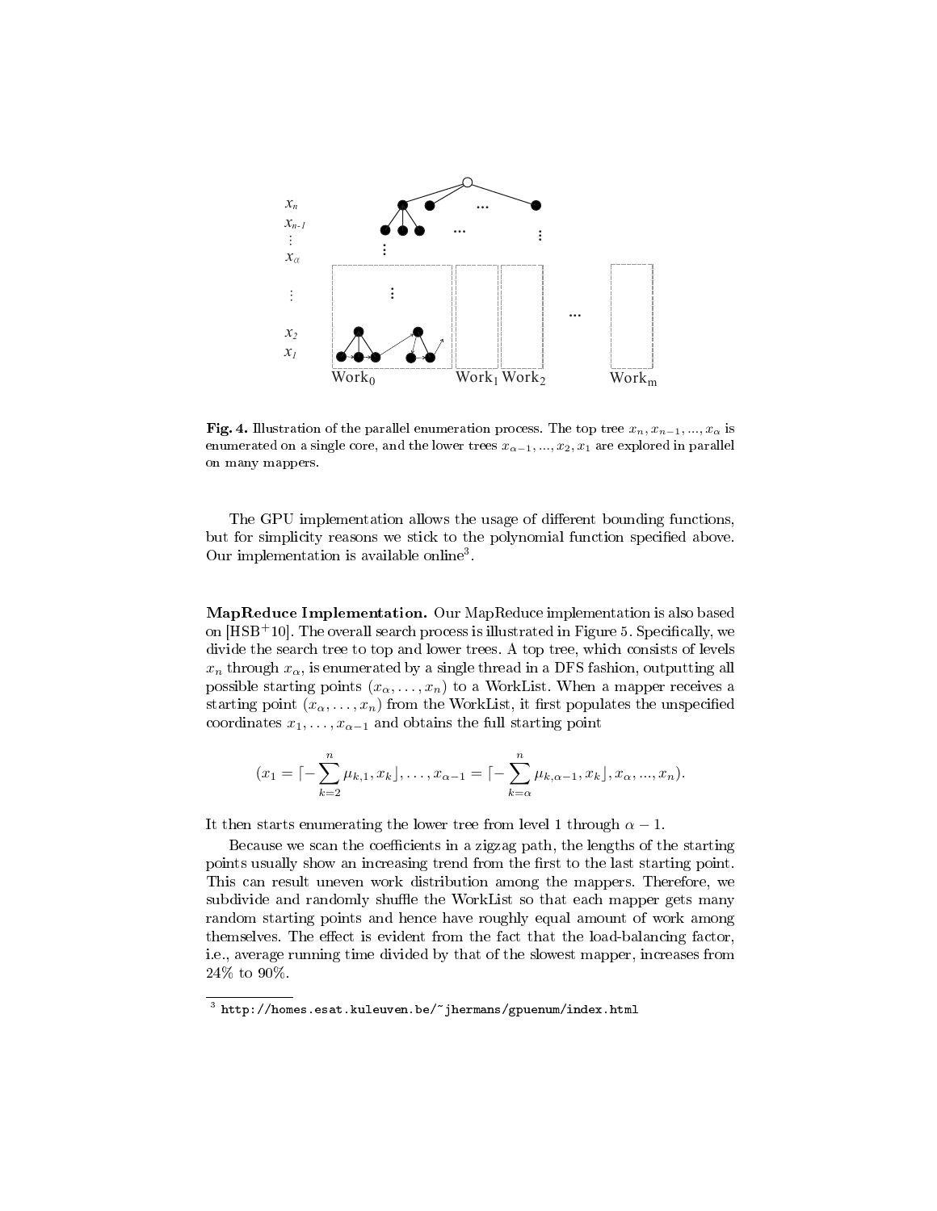**Fig. 4.** Illustration of the parallel enumeration process. The top tree $x_n, x_{n-1}, ..., x_\alpha$ is enumerated on a single core, and the lower trees $x_{\alpha-1}, ..., x_2, x_1$ are explored in parallel on many mappers.

The GPU implementation allows the usage of different bounding functions, but for simplicity reasons we stick to the polynomial function specified above. Our implementation is available online[3].

**MapReduce Implementation.** Our MapReduce implementation is also based on [HSB+10]. The overall search process is illustrated in Figure 5. Specifically, we divide the search tree to top and lower trees. A top tree, which consists of levels $x_n$ through $x_\alpha$, is enumerated by a single thread in a DFS fashion, outputting all possible starting points $(x_\alpha, \ldots, x_n)$ to a WorkList. When a mapper receives a starting point $(x_\alpha, \ldots, x_n)$ from the WorkList, it first populates the unspecified coordinates $x_1, \ldots, x_{\alpha-1}$ and obtains the full starting point

$$(x_1 = \lceil -\sum_{k=2}^{n} \mu_{k,1}, x_k \rfloor, \ldots, x_{\alpha-1} = \lceil -\sum_{k=\alpha}^{n} \mu_{k,\alpha-1}, x_k \rfloor, x_\alpha, ..., x_n).$$

It then starts enumerating the lower tree from level 1 through $\alpha - 1$.

Because we scan the coefficients in a zigzag path, the lengths of the starting points usually show an increasing trend from the first to the last starting point. This can result uneven work distribution among the mappers. Therefore, we subdivide and randomly shuffle the WorkList so that each mapper gets many random starting points and hence have roughly equal amount of work among themselves. The effect is evident from the fact that the load-balancing factor, i.e., average running time divided by that of the slowest mapper, increases from 24% to 90%.

---

[3] http://homes.esat.kuleuven.be/~jhermans/gpuenum/index.html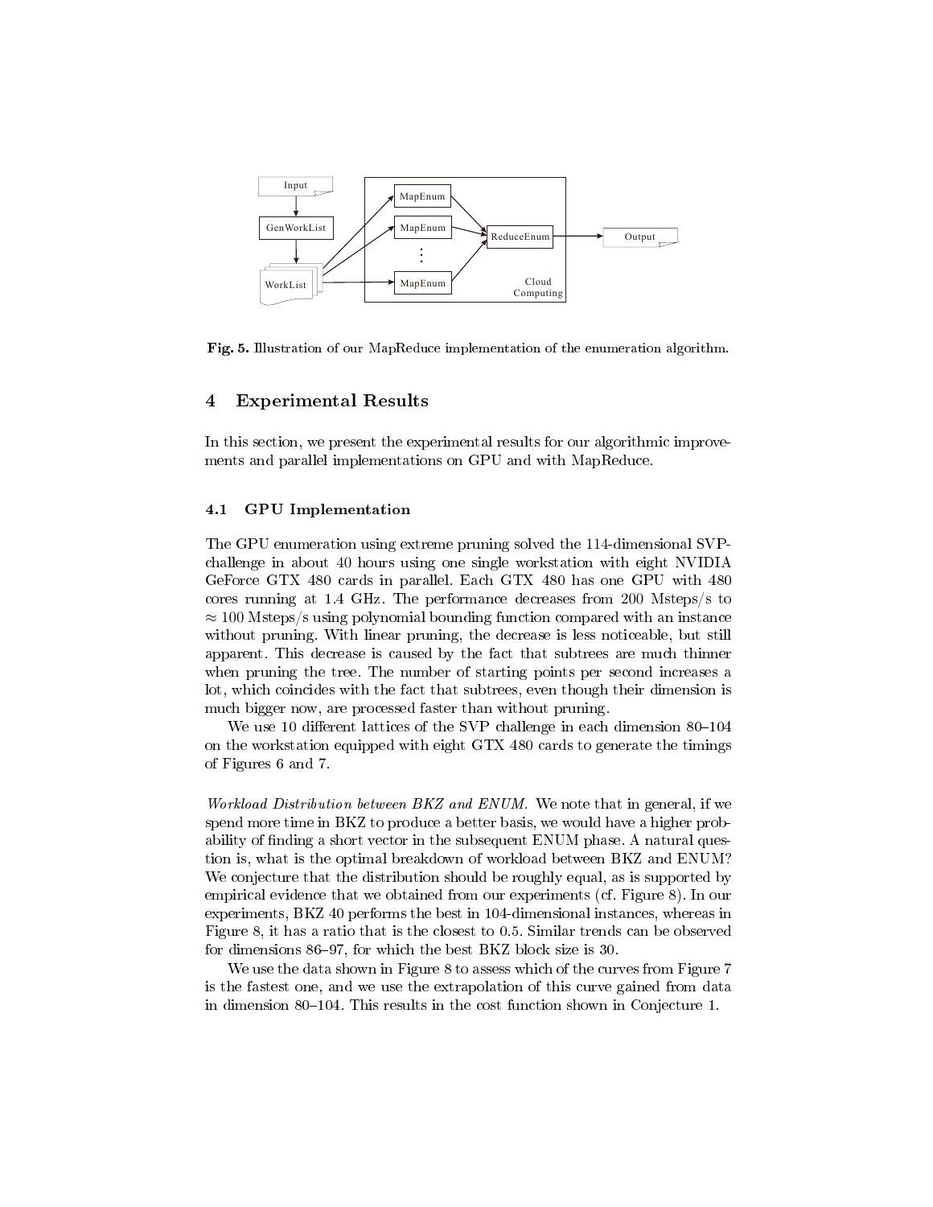**Fig. 5.** Illustration of our MapReduce implementation of the enumeration algorithm.

## 4 Experimental Results

In this section, we present the experimental results for our algorithmic improvements and parallel implementations on GPU and with MapReduce.

### 4.1 GPU Implementation

The GPU enumeration using extreme pruning solved the 114-dimensional SVP-challenge in about 40 hours using one single workstation with eight NVIDIA GeForce GTX 480 cards in parallel. Each GTX 480 has one GPU with 480 cores running at 1.4 GHz. The performance decreases from 200 Msteps/s to $\approx 100$ Msteps/s using polynomial bounding function compared with an instance without pruning. With linear pruning, the decrease is less noticeable, but still apparent. This decrease is caused by the fact that subtrees are much thinner when pruning the tree. The number of starting points per second increases a lot, which coincides with the fact that subtrees, even though their dimension is much bigger now, are processed faster than without pruning.

We use 10 different lattices of the SVP challenge in each dimension 80–104 on the workstation equipped with eight GTX 480 cards to generate the timings of Figures 6 and 7.

*Workload Distribution between BKZ and ENUM.* We note that in general, if we spend more time in BKZ to produce a better basis, we would have a higher probability of finding a short vector in the subsequent ENUM phase. A natural question is, what is the optimal breakdown of workload between BKZ and ENUM? We conjecture that the distribution should be roughly equal, as is supported by empirical evidence that we obtained from our experiments (cf. Figure 8). In our experiments, BKZ 40 performs the best in 104-dimensional instances, whereas in Figure 8, it has a ratio that is the closest to 0.5. Similar trends can be observed for dimensions 86–97, for which the best BKZ block size is 30.

We use the data shown in Figure 8 to assess which of the curves from Figure 7 is the fastest one, and we use the extrapolation of this curve gained from data in dimension 80–104. This results in the cost function shown in Conjecture 1.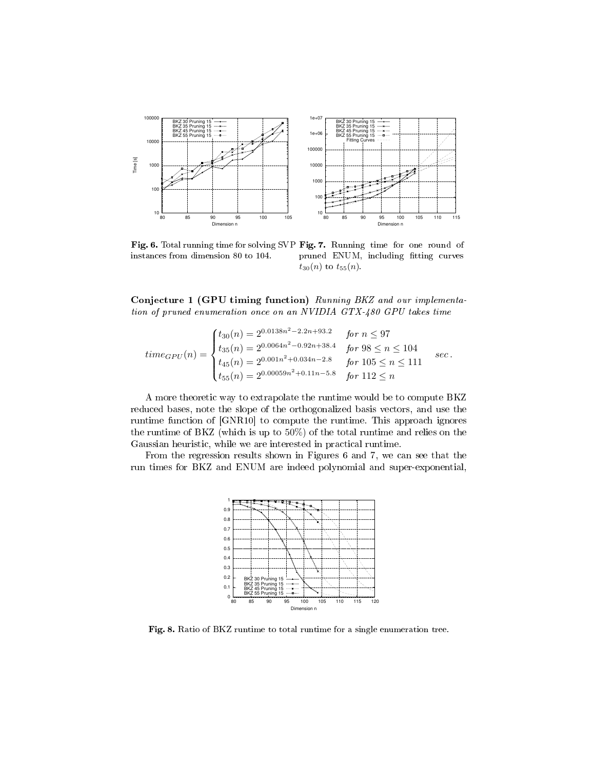Fig. 6. Total running time for solving SVP instances from dimension 80 to 104.

Fig. 7. Running time for one round of pruned ENUM, including fitting curves $t_{30}(n)$ to $t_{55}(n)$.

**Conjecture 1 (GPU timing function)** *Running BKZ and our implementation of pruned enumeration once on an NVIDIA GTX-480 GPU takes time*

$$time_{GPU}(n) = \begin{cases} t_{30}(n) = 2^{0.0138n^2 - 2.2n + 93.2} & \text{for } n \leq 97 \\ t_{35}(n) = 2^{0.0064n^2 - 0.92n + 38.4} & \text{for } 98 \leq n \leq 104 \\ t_{45}(n) = 2^{0.001n^2 + 0.034n - 2.8} & \text{for } 105 \leq n \leq 111 \\ t_{55}(n) = 2^{0.00059n^2 + 0.11n - 5.8} & \text{for } 112 \leq n \end{cases} \quad sec.$$

A more theoretic way to extrapolate the runtime would be to compute BKZ reduced bases, note the slope of the orthogonalized basis vectors, and use the runtime function of [GNR10] to compute the runtime. This approach ignores the runtime of BKZ (which is up to 50%) of the total runtime and relies on the Gaussian heuristic, while we are interested in practical runtime.

From the regression results shown in Figures 6 and 7, we can see that the run times for BKZ and ENUM are indeed polynomial and super-exponential,

Fig. 8. Ratio of BKZ runtime to total runtime for a single enumeration tree.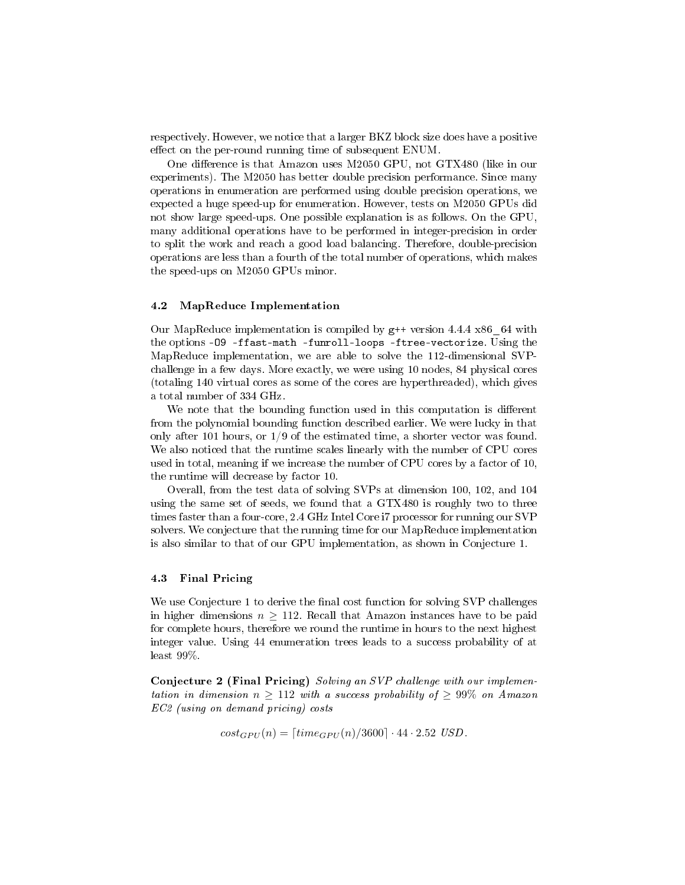respectively. However, we notice that a larger BKZ block size does have a positive effect on the per-round running time of subsequent ENUM.

One difference is that Amazon uses M2050 GPU, not GTX480 (like in our experiments). The M2050 has better double precision performance. Since many operations in enumeration are performed using double precision operations, we expected a huge speed-up for enumeration. However, tests on M2050 GPUs did not show large speed-ups. One possible explanation is as follows. On the GPU, many additional operations have to be performed in integer-precision in order to split the work and reach a good load balancing. Therefore, double-precision operations are less than a fourth of the total number of operations, which makes the speed-ups on M2050 GPUs minor.

### 4.2 MapReduce Implementation

Our MapReduce implementation is compiled by `g++` version 4.4.4 x86_64 with the options `-O9 -ffast-math -funroll-loops -ftree-vectorize`. Using the MapReduce implementation, we are able to solve the 112-dimensional SVP-challenge in a few days. More exactly, we were using 10 nodes, 84 physical cores (totaling 140 virtual cores as some of the cores are hyperthreaded), which gives a total number of 334 GHz.

We note that the bounding function used in this computation is different from the polynomial bounding function described earlier. We were lucky in that only after 101 hours, or 1/9 of the estimated time, a shorter vector was found. We also noticed that the runtime scales linearly with the number of CPU cores used in total, meaning if we increase the number of CPU cores by a factor of 10, the runtime will decrease by factor 10.

Overall, from the test data of solving SVPs at dimension 100, 102, and 104 using the same set of seeds, we found that a GTX480 is roughly two to three times faster than a four-core, 2.4 GHz Intel Core i7 processor for running our SVP solvers. We conjecture that the running time for our MapReduce implementation is also similar to that of our GPU implementation, as shown in Conjecture 1.

### 4.3 Final Pricing

We use Conjecture 1 to derive the final cost function for solving SVP challenges in higher dimensions $n \geq 112$. Recall that Amazon instances have to be paid for complete hours, therefore we round the runtime in hours to the next highest integer value. Using 44 enumeration trees leads to a success probability of at least 99%.

**Conjecture 2 (Final Pricing)** *Solving an SVP challenge with our implementation in dimension $n \geq 112$ with a success probability of $\geq 99\%$ on Amazon EC2 (using on demand pricing) costs*

$$cost_{GPU}(n) = \lceil time_{GPU}(n)/3600 \rceil \cdot 44 \cdot 2.52 \text{ USD}.$$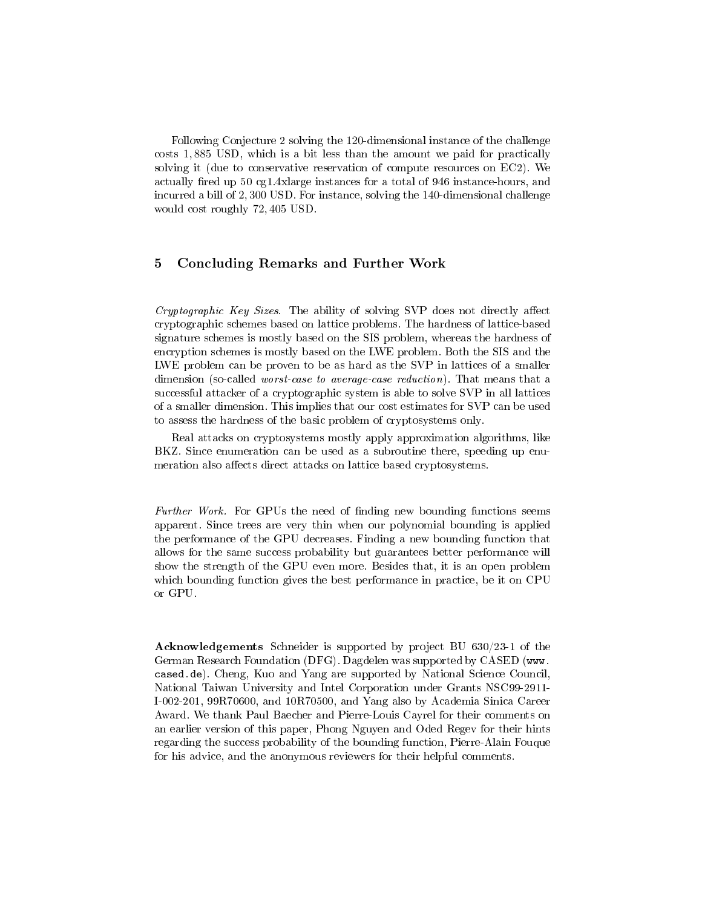Following Conjecture 2 solving the 120-dimensional instance of the challenge costs 1,885 USD, which is a bit less than the amount we paid for practically solving it (due to conservative reservation of compute resources on EC2). We actually fired up 50 cg1.4xlarge instances for a total of 946 instance-hours, and incurred a bill of 2,300 USD. For instance, solving the 140-dimensional challenge would cost roughly 72,405 USD.

## 5 Concluding Remarks and Further Work

*Cryptographic Key Sizes.* The ability of solving SVP does not directly affect cryptographic schemes based on lattice problems. The hardness of lattice-based signature schemes is mostly based on the SIS problem, whereas the hardness of encryption schemes is mostly based on the LWE problem. Both the SIS and the LWE problem can be proven to be as hard as the SVP in lattices of a smaller dimension (so-called *worst-case to average-case reduction*). That means that a successful attacker of a cryptographic system is able to solve SVP in all lattices of a smaller dimension. This implies that our cost estimates for SVP can be used to assess the hardness of the basic problem of cryptosystems only.

Real attacks on cryptosystems mostly apply approximation algorithms, like BKZ. Since enumeration can be used as a subroutine there, speeding up enumeration also affects direct attacks on lattice based cryptosystems.

*Further Work.* For GPUs the need of finding new bounding functions seems apparent. Since trees are very thin when our polynomial bounding is applied the performance of the GPU decreases. Finding a new bounding function that allows for the same success probability but guarantees better performance will show the strength of the GPU even more. Besides that, it is an open problem which bounding function gives the best performance in practice, be it on CPU or GPU.

**Acknowledgements** Schneider is supported by project BU 630/23-1 of the German Research Foundation (DFG). Dagdelen was supported by CASED (`www.cased.de`). Cheng, Kuo and Yang are supported by National Science Council, National Taiwan University and Intel Corporation under Grants NSC99-2911-I-002-201, 99R70600, and 10R70500, and Yang also by Academia Sinica Career Award. We thank Paul Baecher and Pierre-Louis Cayrel for their comments on an earlier version of this paper, Phong Nguyen and Oded Regev for their hints regarding the success probability of the bounding function, Pierre-Alain Fouque for his advice, and the anonymous reviewers for their helpful comments.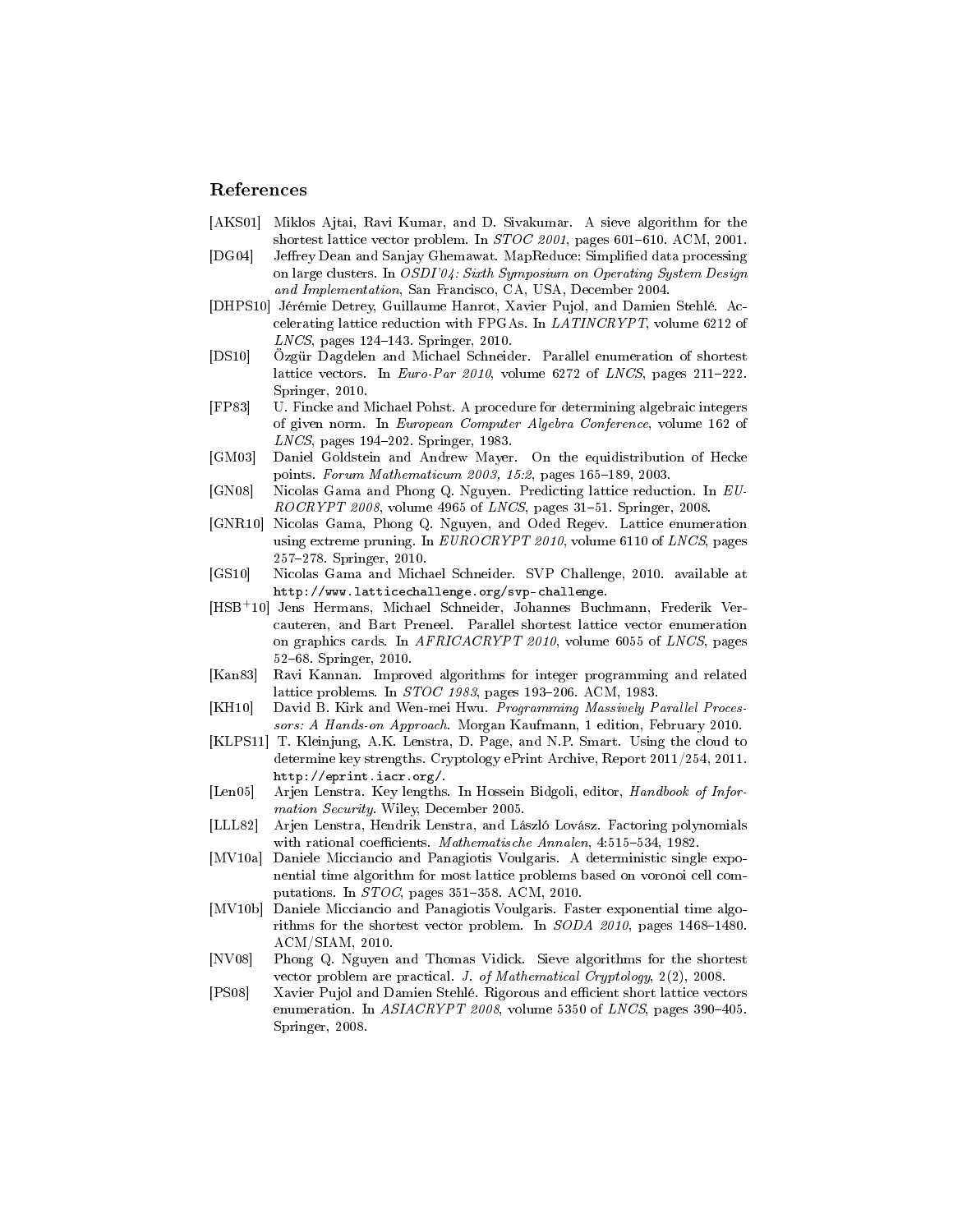## References

[AKS01] Miklos Ajtai, Ravi Kumar, and D. Sivakumar. A sieve algorithm for the shortest lattice vector problem. In *STOC 2001*, pages 601–610. ACM, 2001.

[DG04] Jeffrey Dean and Sanjay Ghemawat. MapReduce: Simplified data processing on large clusters. In *OSDI'04: Sixth Symposium on Operating System Design and Implementation*, San Francisco, CA, USA, December 2004.

[DHPS10] Jérémie Detrey, Guillaume Hanrot, Xavier Pujol, and Damien Stehlé. Accelerating lattice reduction with FPGAs. In *LATINCRYPT*, volume 6212 of *LNCS*, pages 124–143. Springer, 2010.

[DS10] Özgür Dagdelen and Michael Schneider. Parallel enumeration of shortest lattice vectors. In *Euro-Par 2010*, volume 6272 of *LNCS*, pages 211–222. Springer, 2010.

[FP83] U. Fincke and Michael Pohst. A procedure for determining algebraic integers of given norm. In *European Computer Algebra Conference*, volume 162 of *LNCS*, pages 194–202. Springer, 1983.

[GM03] Daniel Goldstein and Andrew Mayer. On the equidistribution of Hecke points. *Forum Mathematicum 2003, 15:2*, pages 165–189, 2003.

[GN08] Nicolas Gama and Phong Q. Nguyen. Predicting lattice reduction. In *EUROCRYPT 2008*, volume 4965 of *LNCS*, pages 31–51. Springer, 2008.

[GNR10] Nicolas Gama, Phong Q. Nguyen, and Oded Regev. Lattice enumeration using extreme pruning. In *EUROCRYPT 2010*, volume 6110 of *LNCS*, pages 257–278. Springer, 2010.

[GS10] Nicolas Gama and Michael Schneider. SVP Challenge, 2010. available at `http://www.latticechallenge.org/svp-challenge`.

[HSB+10] Jens Hermans, Michael Schneider, Johannes Buchmann, Frederik Vercauteren, and Bart Preneel. Parallel shortest lattice vector enumeration on graphics cards. In *AFRICACRYPT 2010*, volume 6055 of *LNCS*, pages 52–68. Springer, 2010.

[Kan83] Ravi Kannan. Improved algorithms for integer programming and related lattice problems. In *STOC 1983*, pages 193–206. ACM, 1983.

[KH10] David B. Kirk and Wen-mei Hwu. *Programming Massively Parallel Processors: A Hands-on Approach*. Morgan Kaufmann, 1 edition, February 2010.

[KLPS11] T. Kleinjung, A.K. Lenstra, D. Page, and N.P. Smart. Using the cloud to determine key strengths. Cryptology ePrint Archive, Report 2011/254, 2011. `http://eprint.iacr.org/`.

[Len05] Arjen Lenstra. Key lengths. In Hossein Bidgoli, editor, *Handbook of Information Security*. Wiley, December 2005.

[LLL82] Arjen Lenstra, Hendrik Lenstra, and László Lovász. Factoring polynomials with rational coefficients. *Mathematische Annalen*, 4:515–534, 1982.

[MV10a] Daniele Micciancio and Panagiotis Voulgaris. A deterministic single exponential time algorithm for most lattice problems based on voronoi cell computations. In *STOC*, pages 351–358. ACM, 2010.

[MV10b] Daniele Micciancio and Panagiotis Voulgaris. Faster exponential time algorithms for the shortest vector problem. In *SODA 2010*, pages 1468–1480. ACM/SIAM, 2010.

[NV08] Phong Q. Nguyen and Thomas Vidick. Sieve algorithms for the shortest vector problem are practical. *J. of Mathematical Cryptology*, 2(2), 2008.

[PS08] Xavier Pujol and Damien Stehlé. Rigorous and efficient short lattice vectors enumeration. In *ASIACRYPT 2008*, volume 5350 of *LNCS*, pages 390–405. Springer, 2008.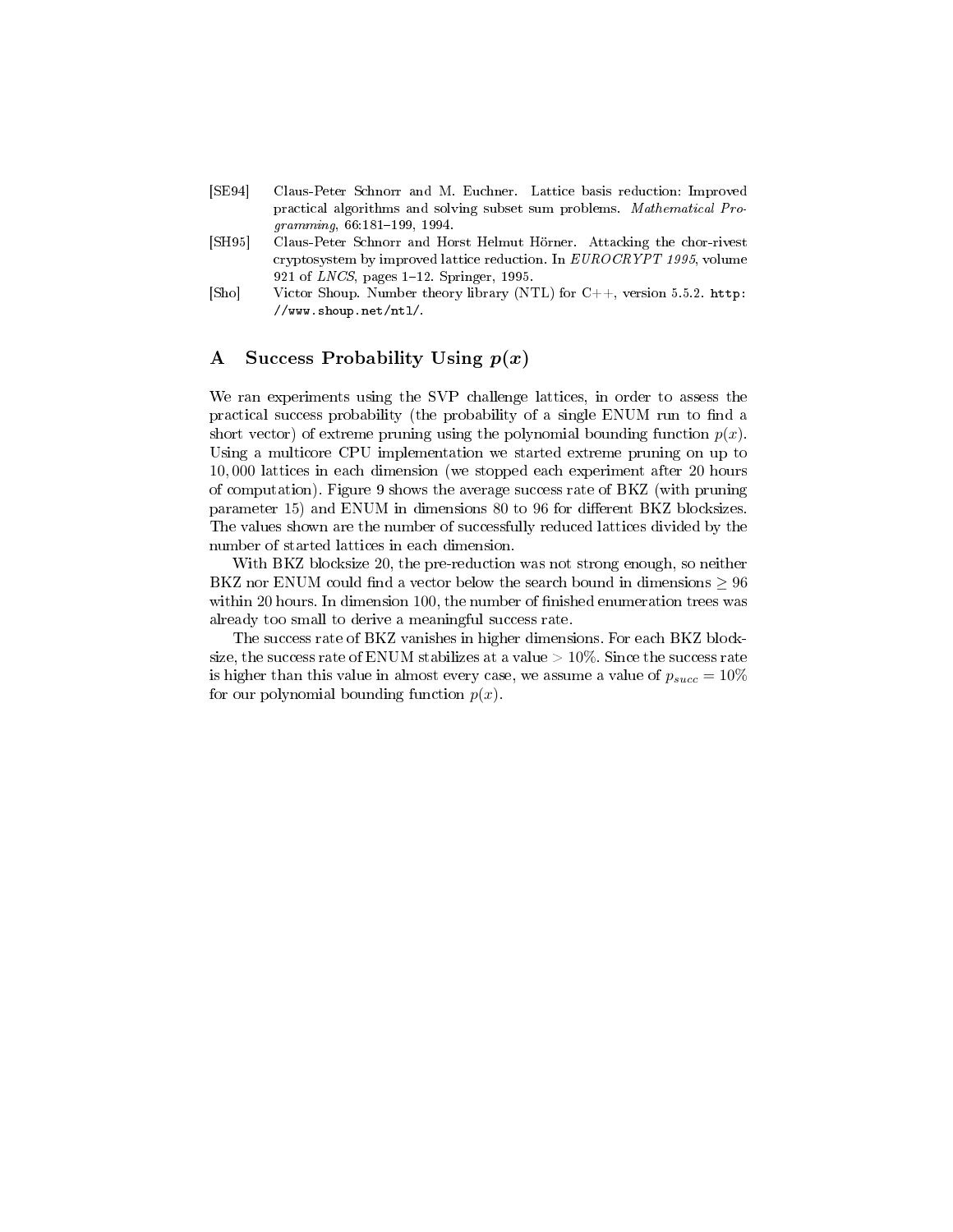[SE94] Claus-Peter Schnorr and M. Euchner. Lattice basis reduction: Improved practical algorithms and solving subset sum problems. *Mathematical Programming*, 66:181–199, 1994.

[SH95] Claus-Peter Schnorr and Horst Helmut Hörner. Attacking the chor-rivest cryptosystem by improved lattice reduction. In *EUROCRYPT 1995*, volume 921 of *LNCS*, pages 1–12. Springer, 1995.

[Sho] Victor Shoup. Number theory library (NTL) for C++, version 5.5.2. `http://www.shoup.net/ntl/`.

## A Success Probability Using $p(x)$

We ran experiments using the SVP challenge lattices, in order to assess the practical success probability (the probability of a single ENUM run to find a short vector) of extreme pruning using the polynomial bounding function $p(x)$. Using a multicore CPU implementation we started extreme pruning on up to 10,000 lattices in each dimension (we stopped each experiment after 20 hours of computation). Figure 9 shows the average success rate of BKZ (with pruning parameter 15) and ENUM in dimensions 80 to 96 for different BKZ blocksizes. The values shown are the number of successfully reduced lattices divided by the number of started lattices in each dimension.

With BKZ blocksize 20, the pre-reduction was not strong enough, so neither BKZ nor ENUM could find a vector below the search bound in dimensions $\geq 96$ within 20 hours. In dimension 100, the number of finished enumeration trees was already too small to derive a meaningful success rate.

The success rate of BKZ vanishes in higher dimensions. For each BKZ blocksize, the success rate of ENUM stabilizes at a value $> 10\%$. Since the success rate is higher than this value in almost every case, we assume a value of $p_{succ} = 10\%$ for our polynomial bounding function $p(x)$.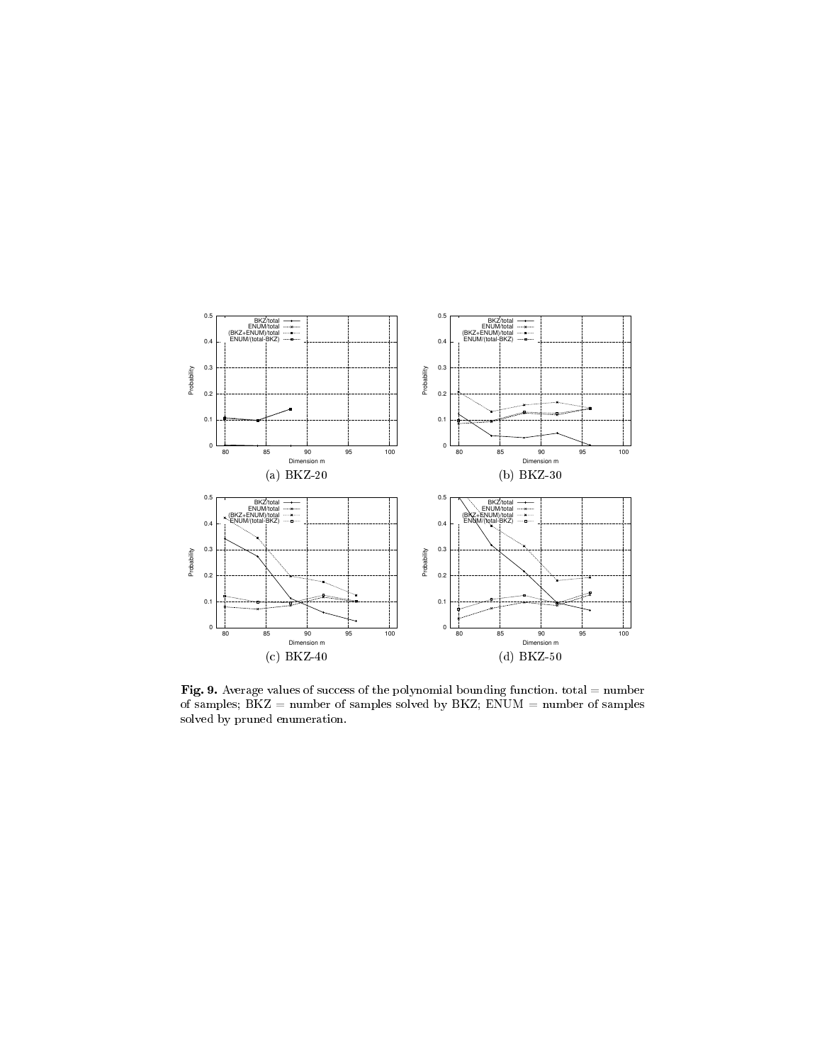0.5
0.4
0.3
0.2
0.1
0
Probability
80
85
90
95
100
Dimension m
BKZ/total
ENUM/total
(BKZ+ENUM)/total
ENUM/(total-BKZ)

(a) BKZ-20

0.5
0.4
0.3
0.2
0.1
0
Probability
80
85
90
95
100
Dimension m
BKZ/total
ENUM/total
(BKZ+ENUM)/total
ENUM/(total-BKZ)

(b) BKZ-30

0.5
0.4
0.3
0.2
0.1
0
Probability
80
85
90
95
100
Dimension m
BKZ/total
ENUM/total
(BKZ+ENUM)/total
ENUM/(total-BKZ)

(c) BKZ-40

0.5
0.4
0.3
0.2
0.1
0
Probability
80
85
90
95
100
Dimension m
BKZ/total
ENUM/total
(BKZ+ENUM)/total
ENUM/(total-BKZ)

(d) BKZ-50

**Fig. 9.** Average values of success of the polynomial bounding function. total = number of samples; BKZ = number of samples solved by BKZ; ENUM = number of samples solved by pruned enumeration.